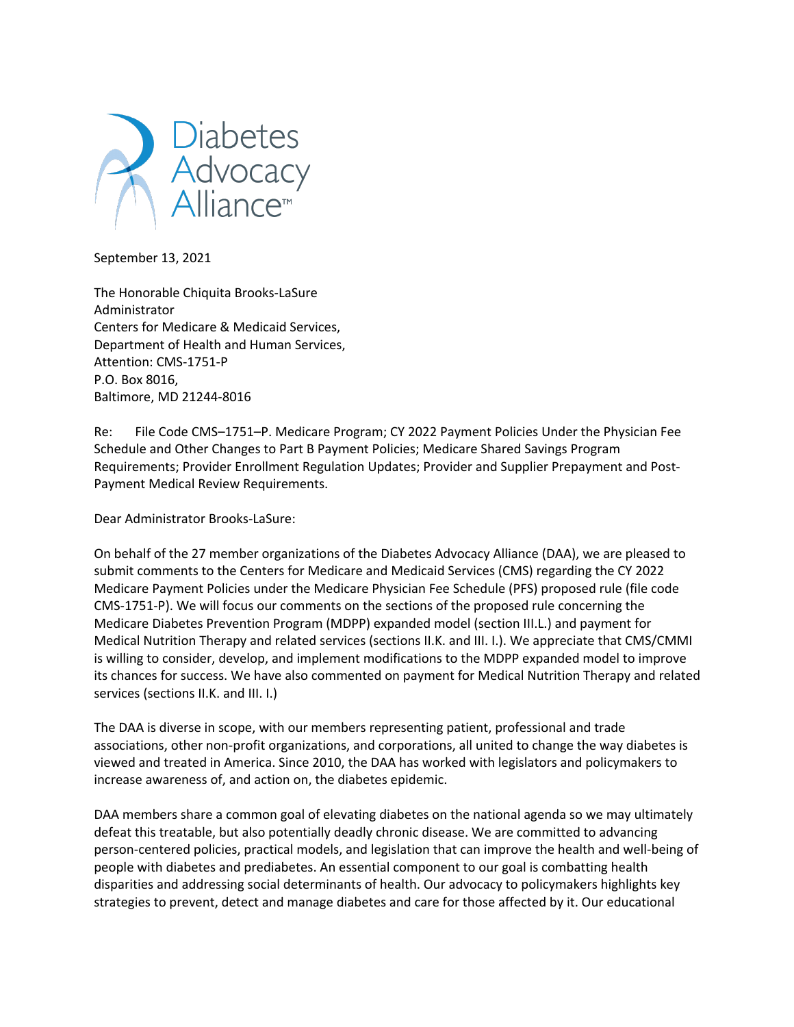Diabetes Advocacy Alliance™

September 13, 2021

The Honorable Chiquita Brooks-LaSure
Administrator
Centers for Medicare & Medicaid Services,
Department of Health and Human Services,
Attention: CMS-1751-P
P.O. Box 8016,
Baltimore, MD 21244-8016

Re: File Code CMS–1751–P. Medicare Program; CY 2022 Payment Policies Under the Physician Fee Schedule and Other Changes to Part B Payment Policies; Medicare Shared Savings Program Requirements; Provider Enrollment Regulation Updates; Provider and Supplier Prepayment and Post-Payment Medical Review Requirements.

Dear Administrator Brooks-LaSure:

On behalf of the 27 member organizations of the Diabetes Advocacy Alliance (DAA), we are pleased to submit comments to the Centers for Medicare and Medicaid Services (CMS) regarding the CY 2022 Medicare Payment Policies under the Medicare Physician Fee Schedule (PFS) proposed rule (file code CMS-1751-P). We will focus our comments on the sections of the proposed rule concerning the Medicare Diabetes Prevention Program (MDPP) expanded model (section III.L.) and payment for Medical Nutrition Therapy and related services (sections II.K. and III. I.). We appreciate that CMS/CMMI is willing to consider, develop, and implement modifications to the MDPP expanded model to improve its chances for success. We have also commented on payment for Medical Nutrition Therapy and related services (sections II.K. and III. I.)

The DAA is diverse in scope, with our members representing patient, professional and trade associations, other non-profit organizations, and corporations, all united to change the way diabetes is viewed and treated in America. Since 2010, the DAA has worked with legislators and policymakers to increase awareness of, and action on, the diabetes epidemic.

DAA members share a common goal of elevating diabetes on the national agenda so we may ultimately defeat this treatable, but also potentially deadly chronic disease. We are committed to advancing person-centered policies, practical models, and legislation that can improve the health and well-being of people with diabetes and prediabetes. An essential component to our goal is combatting health disparities and addressing social determinants of health. Our advocacy to policymakers highlights key strategies to prevent, detect and manage diabetes and care for those affected by it. Our educational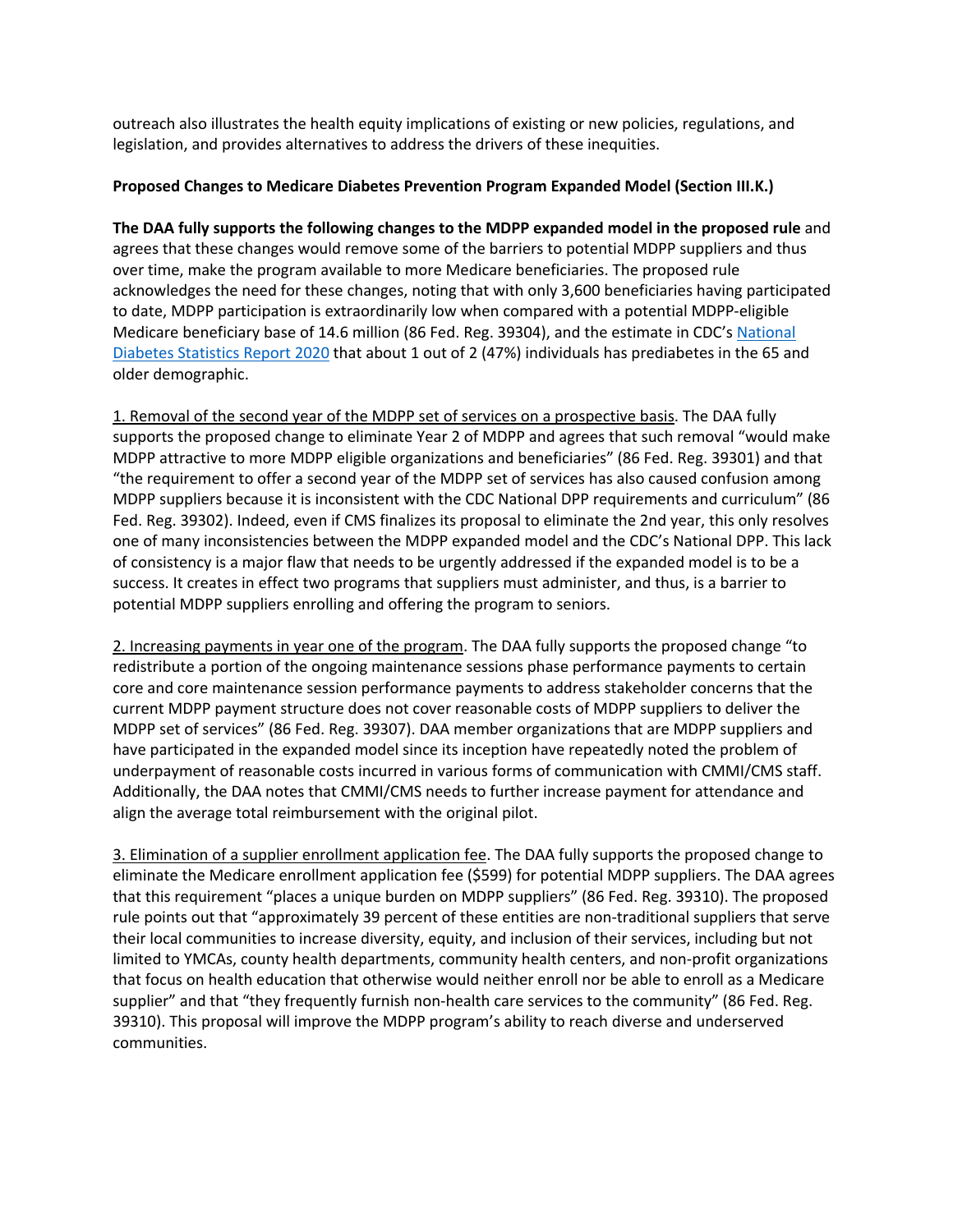outreach also illustrates the health equity implications of existing or new policies, regulations, and legislation, and provides alternatives to address the drivers of these inequities.

**Proposed Changes to Medicare Diabetes Prevention Program Expanded Model (Section III.K.)**

**The DAA fully supports the following changes to the MDPP expanded model in the proposed rule** and agrees that these changes would remove some of the barriers to potential MDPP suppliers and thus over time, make the program available to more Medicare beneficiaries. The proposed rule acknowledges the need for these changes, noting that with only 3,600 beneficiaries having participated to date, MDPP participation is extraordinarily low when compared with a potential MDPP-eligible Medicare beneficiary base of 14.6 million (86 Fed. Reg. 39304), and the estimate in CDC's National Diabetes Statistics Report 2020 that about 1 out of 2 (47%) individuals has prediabetes in the 65 and older demographic.

1. Removal of the second year of the MDPP set of services on a prospective basis. The DAA fully supports the proposed change to eliminate Year 2 of MDPP and agrees that such removal "would make MDPP attractive to more MDPP eligible organizations and beneficiaries" (86 Fed. Reg. 39301) and that "the requirement to offer a second year of the MDPP set of services has also caused confusion among MDPP suppliers because it is inconsistent with the CDC National DPP requirements and curriculum" (86 Fed. Reg. 39302). Indeed, even if CMS finalizes its proposal to eliminate the 2nd year, this only resolves one of many inconsistencies between the MDPP expanded model and the CDC's National DPP. This lack of consistency is a major flaw that needs to be urgently addressed if the expanded model is to be a success. It creates in effect two programs that suppliers must administer, and thus, is a barrier to potential MDPP suppliers enrolling and offering the program to seniors.

2. Increasing payments in year one of the program. The DAA fully supports the proposed change "to redistribute a portion of the ongoing maintenance sessions phase performance payments to certain core and core maintenance session performance payments to address stakeholder concerns that the current MDPP payment structure does not cover reasonable costs of MDPP suppliers to deliver the MDPP set of services" (86 Fed. Reg. 39307). DAA member organizations that are MDPP suppliers and have participated in the expanded model since its inception have repeatedly noted the problem of underpayment of reasonable costs incurred in various forms of communication with CMMI/CMS staff. Additionally, the DAA notes that CMMI/CMS needs to further increase payment for attendance and align the average total reimbursement with the original pilot.

3. Elimination of a supplier enrollment application fee. The DAA fully supports the proposed change to eliminate the Medicare enrollment application fee ($599) for potential MDPP suppliers. The DAA agrees that this requirement "places a unique burden on MDPP suppliers" (86 Fed. Reg. 39310). The proposed rule points out that "approximately 39 percent of these entities are non-traditional suppliers that serve their local communities to increase diversity, equity, and inclusion of their services, including but not limited to YMCAs, county health departments, community health centers, and non-profit organizations that focus on health education that otherwise would neither enroll nor be able to enroll as a Medicare supplier" and that "they frequently furnish non-health care services to the community" (86 Fed. Reg. 39310). This proposal will improve the MDPP program's ability to reach diverse and underserved communities.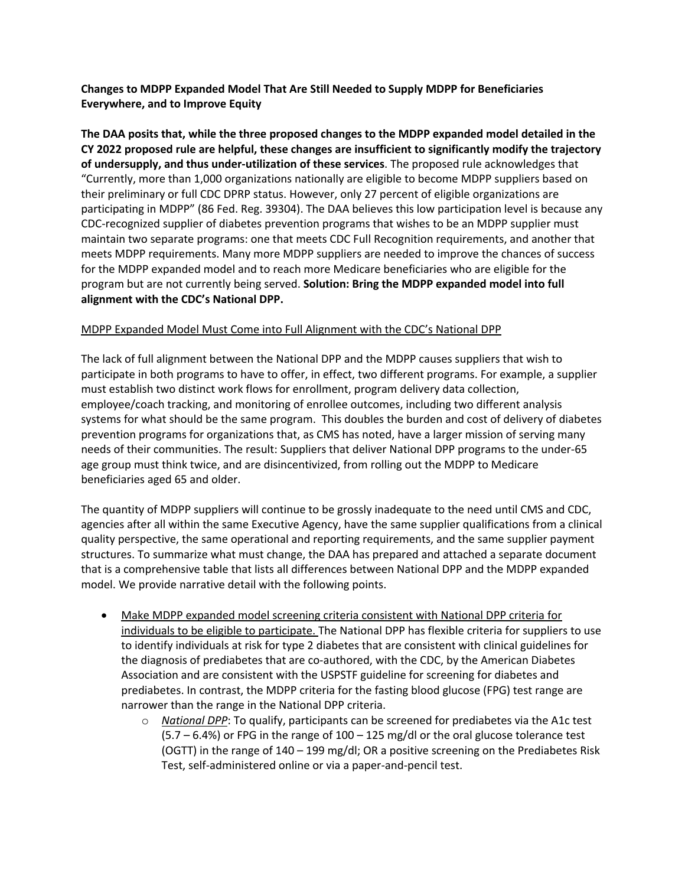**Changes to MDPP Expanded Model That Are Still Needed to Supply MDPP for Beneficiaries Everywhere, and to Improve Equity**

**The DAA posits that, while the three proposed changes to the MDPP expanded model detailed in the CY 2022 proposed rule are helpful, these changes are insufficient to significantly modify the trajectory of undersupply, and thus under-utilization of these services**. The proposed rule acknowledges that "Currently, more than 1,000 organizations nationally are eligible to become MDPP suppliers based on their preliminary or full CDC DPRP status. However, only 27 percent of eligible organizations are participating in MDPP" (86 Fed. Reg. 39304). The DAA believes this low participation level is because any CDC-recognized supplier of diabetes prevention programs that wishes to be an MDPP supplier must maintain two separate programs: one that meets CDC Full Recognition requirements, and another that meets MDPP requirements. Many more MDPP suppliers are needed to improve the chances of success for the MDPP expanded model and to reach more Medicare beneficiaries who are eligible for the program but are not currently being served. **Solution: Bring the MDPP expanded model into full alignment with the CDC's National DPP.**

<u>MDPP Expanded Model Must Come into Full Alignment with the CDC's National DPP</u>

The lack of full alignment between the National DPP and the MDPP causes suppliers that wish to participate in both programs to have to offer, in effect, two different programs. For example, a supplier must establish two distinct work flows for enrollment, program delivery data collection, employee/coach tracking, and monitoring of enrollee outcomes, including two different analysis systems for what should be the same program. This doubles the burden and cost of delivery of diabetes prevention programs for organizations that, as CMS has noted, have a larger mission of serving many needs of their communities. The result: Suppliers that deliver National DPP programs to the under-65 age group must think twice, and are disincentivized, from rolling out the MDPP to Medicare beneficiaries aged 65 and older.

The quantity of MDPP suppliers will continue to be grossly inadequate to the need until CMS and CDC, agencies after all within the same Executive Agency, have the same supplier qualifications from a clinical quality perspective, the same operational and reporting requirements, and the same supplier payment structures. To summarize what must change, the DAA has prepared and attached a separate document that is a comprehensive table that lists all differences between National DPP and the MDPP expanded model. We provide narrative detail with the following points.

- <u>Make MDPP expanded model screening criteria consistent with National DPP criteria for individuals to be eligible to participate.</u> The National DPP has flexible criteria for suppliers to use to identify individuals at risk for type 2 diabetes that are consistent with clinical guidelines for the diagnosis of prediabetes that are co-authored, with the CDC, by the American Diabetes Association and are consistent with the USPSTF guideline for screening for diabetes and prediabetes. In contrast, the MDPP criteria for the fasting blood glucose (FPG) test range are narrower than the range in the National DPP criteria.
  - *National DPP*: To qualify, participants can be screened for prediabetes via the A1c test (5.7 – 6.4%) or FPG in the range of 100 – 125 mg/dl or the oral glucose tolerance test (OGTT) in the range of 140 – 199 mg/dl; OR a positive screening on the Prediabetes Risk Test, self-administered online or via a paper-and-pencil test.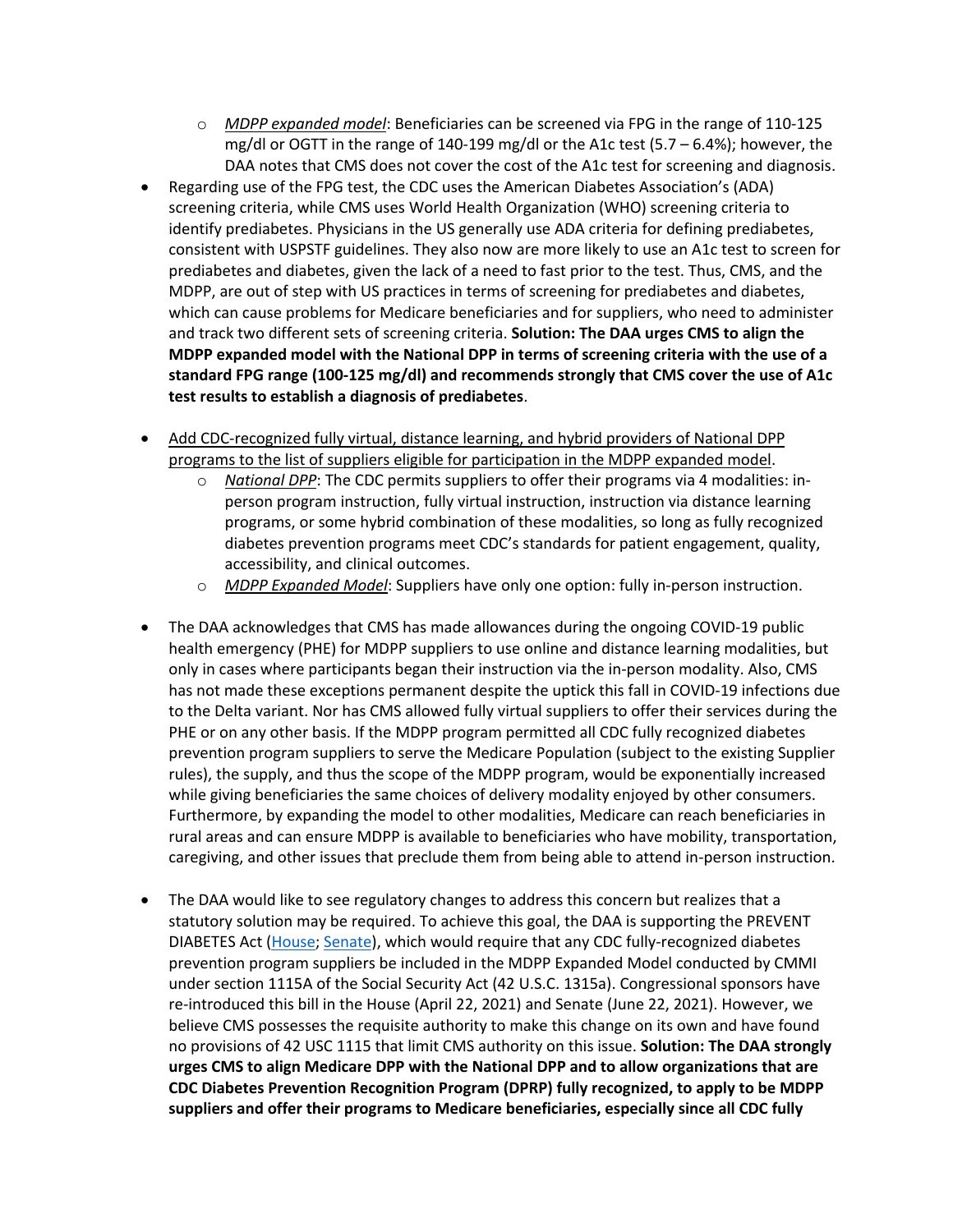- *MDPP expanded model*: Beneficiaries can be screened via FPG in the range of 110-125 mg/dl or OGTT in the range of 140-199 mg/dl or the A1c test (5.7 – 6.4%); however, the DAA notes that CMS does not cover the cost of the A1c test for screening and diagnosis.

- Regarding use of the FPG test, the CDC uses the American Diabetes Association's (ADA) screening criteria, while CMS uses World Health Organization (WHO) screening criteria to identify prediabetes. Physicians in the US generally use ADA criteria for defining prediabetes, consistent with USPSTF guidelines. They also now are more likely to use an A1c test to screen for prediabetes and diabetes, given the lack of a need to fast prior to the test. Thus, CMS, and the MDPP, are out of step with US practices in terms of screening for prediabetes and diabetes, which can cause problems for Medicare beneficiaries and for suppliers, who need to administer and track two different sets of screening criteria. **Solution: The DAA urges CMS to align the MDPP expanded model with the National DPP in terms of screening criteria with the use of a standard FPG range (100-125 mg/dl) and recommends strongly that CMS cover the use of A1c test results to establish a diagnosis of prediabetes**.

- <u>Add CDC-recognized fully virtual, distance learning, and hybrid providers of National DPP programs to the list of suppliers eligible for participation in the MDPP expanded model</u>.
  - *National DPP*: The CDC permits suppliers to offer their programs via 4 modalities: in-person program instruction, fully virtual instruction, instruction via distance learning programs, or some hybrid combination of these modalities, so long as fully recognized diabetes prevention programs meet CDC's standards for patient engagement, quality, accessibility, and clinical outcomes.
  - *MDPP Expanded Model*: Suppliers have only one option: fully in-person instruction.

- The DAA acknowledges that CMS has made allowances during the ongoing COVID-19 public health emergency (PHE) for MDPP suppliers to use online and distance learning modalities, but only in cases where participants began their instruction via the in-person modality. Also, CMS has not made these exceptions permanent despite the uptick this fall in COVID-19 infections due to the Delta variant. Nor has CMS allowed fully virtual suppliers to offer their services during the PHE or on any other basis. If the MDPP program permitted all CDC fully recognized diabetes prevention program suppliers to serve the Medicare Population (subject to the existing Supplier rules), the supply, and thus the scope of the MDPP program, would be exponentially increased while giving beneficiaries the same choices of delivery modality enjoyed by other consumers. Furthermore, by expanding the model to other modalities, Medicare can reach beneficiaries in rural areas and can ensure MDPP is available to beneficiaries who have mobility, transportation, caregiving, and other issues that preclude them from being able to attend in-person instruction.

- The DAA would like to see regulatory changes to address this concern but realizes that a statutory solution may be required. To achieve this goal, the DAA is supporting the PREVENT DIABETES Act (House; Senate), which would require that any CDC fully-recognized diabetes prevention program suppliers be included in the MDPP Expanded Model conducted by CMMI under section 1115A of the Social Security Act (42 U.S.C. 1315a). Congressional sponsors have re-introduced this bill in the House (April 22, 2021) and Senate (June 22, 2021). However, we believe CMS possesses the requisite authority to make this change on its own and have found no provisions of 42 USC 1115 that limit CMS authority on this issue. **Solution: The DAA strongly urges CMS to align Medicare DPP with the National DPP and to allow organizations that are CDC Diabetes Prevention Recognition Program (DPRP) fully recognized, to apply to be MDPP suppliers and offer their programs to Medicare beneficiaries, especially since all CDC fully**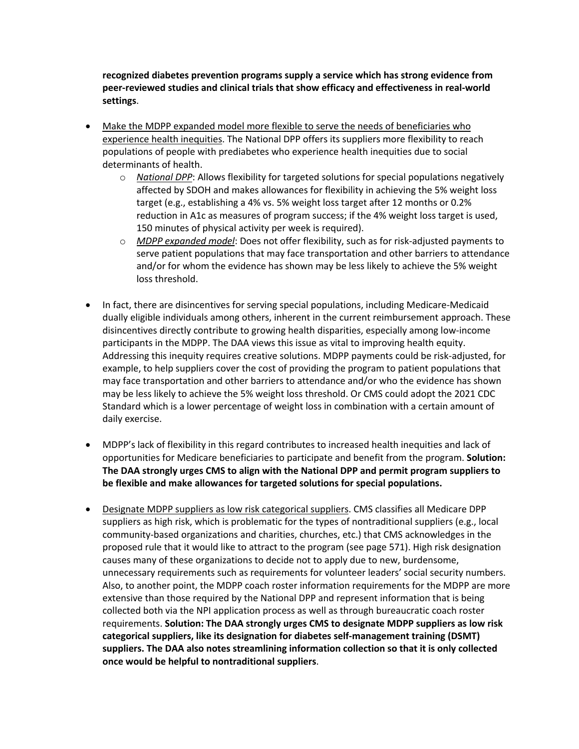**recognized diabetes prevention programs supply a service which has strong evidence from peer-reviewed studies and clinical trials that show efficacy and effectiveness in real-world settings**.

- Make the MDPP expanded model more flexible to serve the needs of beneficiaries who experience health inequities. The National DPP offers its suppliers more flexibility to reach populations of people with prediabetes who experience health inequities due to social determinants of health.
  - *National DPP*: Allows flexibility for targeted solutions for special populations negatively affected by SDOH and makes allowances for flexibility in achieving the 5% weight loss target (e.g., establishing a 4% vs. 5% weight loss target after 12 months or 0.2% reduction in A1c as measures of program success; if the 4% weight loss target is used, 150 minutes of physical activity per week is required).
  - *MDPP expanded model*: Does not offer flexibility, such as for risk-adjusted payments to serve patient populations that may face transportation and other barriers to attendance and/or for whom the evidence has shown may be less likely to achieve the 5% weight loss threshold.

- In fact, there are disincentives for serving special populations, including Medicare-Medicaid dually eligible individuals among others, inherent in the current reimbursement approach. These disincentives directly contribute to growing health disparities, especially among low-income participants in the MDPP. The DAA views this issue as vital to improving health equity. Addressing this inequity requires creative solutions. MDPP payments could be risk-adjusted, for example, to help suppliers cover the cost of providing the program to patient populations that may face transportation and other barriers to attendance and/or who the evidence has shown may be less likely to achieve the 5% weight loss threshold. Or CMS could adopt the 2021 CDC Standard which is a lower percentage of weight loss in combination with a certain amount of daily exercise.

- MDPP's lack of flexibility in this regard contributes to increased health inequities and lack of opportunities for Medicare beneficiaries to participate and benefit from the program. **Solution: The DAA strongly urges CMS to align with the National DPP and permit program suppliers to be flexible and make allowances for targeted solutions for special populations.**

- Designate MDPP suppliers as low risk categorical suppliers. CMS classifies all Medicare DPP suppliers as high risk, which is problematic for the types of nontraditional suppliers (e.g., local community-based organizations and charities, churches, etc.) that CMS acknowledges in the proposed rule that it would like to attract to the program (see page 571). High risk designation causes many of these organizations to decide not to apply due to new, burdensome, unnecessary requirements such as requirements for volunteer leaders' social security numbers. Also, to another point, the MDPP coach roster information requirements for the MDPP are more extensive than those required by the National DPP and represent information that is being collected both via the NPI application process as well as through bureaucratic coach roster requirements. **Solution: The DAA strongly urges CMS to designate MDPP suppliers as low risk categorical suppliers, like its designation for diabetes self-management training (DSMT) suppliers. The DAA also notes streamlining information collection so that it is only collected once would be helpful to nontraditional suppliers**.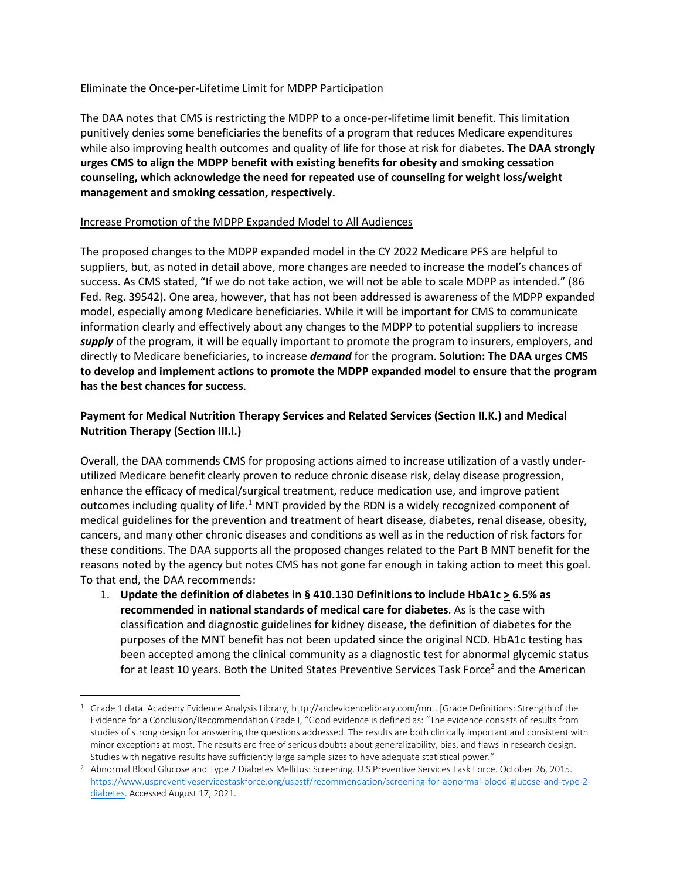Eliminate the Once-per-Lifetime Limit for MDPP Participation

The DAA notes that CMS is restricting the MDPP to a once-per-lifetime limit benefit. This limitation punitively denies some beneficiaries the benefits of a program that reduces Medicare expenditures while also improving health outcomes and quality of life for those at risk for diabetes. **The DAA strongly urges CMS to align the MDPP benefit with existing benefits for obesity and smoking cessation counseling, which acknowledge the need for repeated use of counseling for weight loss/weight management and smoking cessation, respectively.**

Increase Promotion of the MDPP Expanded Model to All Audiences

The proposed changes to the MDPP expanded model in the CY 2022 Medicare PFS are helpful to suppliers, but, as noted in detail above, more changes are needed to increase the model's chances of success. As CMS stated, "If we do not take action, we will not be able to scale MDPP as intended." (86 Fed. Reg. 39542). One area, however, that has not been addressed is awareness of the MDPP expanded model, especially among Medicare beneficiaries. While it will be important for CMS to communicate information clearly and effectively about any changes to the MDPP to potential suppliers to increase ***supply*** of the program, it will be equally important to promote the program to insurers, employers, and directly to Medicare beneficiaries, to increase ***demand*** for the program. **Solution: The DAA urges CMS to develop and implement actions to promote the MDPP expanded model to ensure that the program has the best chances for success**.

**Payment for Medical Nutrition Therapy Services and Related Services (Section II.K.) and Medical Nutrition Therapy (Section III.I.)**

Overall, the DAA commends CMS for proposing actions aimed to increase utilization of a vastly under-utilized Medicare benefit clearly proven to reduce chronic disease risk, delay disease progression, enhance the efficacy of medical/surgical treatment, reduce medication use, and improve patient outcomes including quality of life.[1] MNT provided by the RDN is a widely recognized component of medical guidelines for the prevention and treatment of heart disease, diabetes, renal disease, obesity, cancers, and many other chronic diseases and conditions as well as in the reduction of risk factors for these conditions. The DAA supports all the proposed changes related to the Part B MNT benefit for the reasons noted by the agency but notes CMS has not gone far enough in taking action to meet this goal. To that end, the DAA recommends:

1. **Update the definition of diabetes in § 410.130 Definitions to include HbA1c $\geq$ 6.5% as recommended in national standards of medical care for diabetes**. As is the case with classification and diagnostic guidelines for kidney disease, the definition of diabetes for the purposes of the MNT benefit has not been updated since the original NCD. HbA1c testing has been accepted among the clinical community as a diagnostic test for abnormal glycemic status for at least 10 years. Both the United States Preventive Services Task Force[2] and the American

[1] Grade 1 data. Academy Evidence Analysis Library, http://andevidencelibrary.com/mnt. [Grade Definitions: Strength of the Evidence for a Conclusion/Recommendation Grade I, "Good evidence is defined as: "The evidence consists of results from studies of strong design for answering the questions addressed. The results are both clinically important and consistent with minor exceptions at most. The results are free of serious doubts about generalizability, bias, and flaws in research design. Studies with negative results have sufficiently large sample sizes to have adequate statistical power."

[2] Abnormal Blood Glucose and Type 2 Diabetes Mellitus: Screening. U.S Preventive Services Task Force. October 26, 2015. https://www.uspreventiveservicestaskforce.org/uspstf/recommendation/screening-for-abnormal-blood-glucose-and-type-2-diabetes. Accessed August 17, 2021.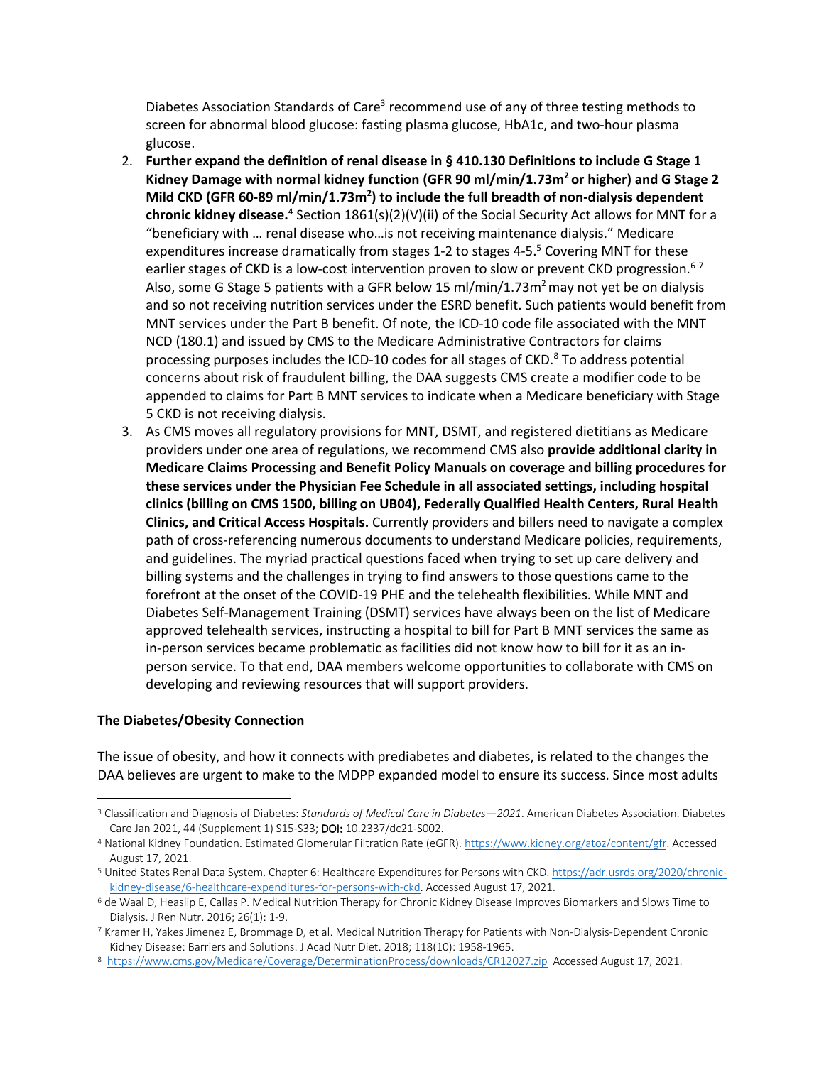Diabetes Association Standards of Care[3] recommend use of any of three testing methods to screen for abnormal blood glucose: fasting plasma glucose, HbA1c, and two-hour plasma glucose.

2. **Further expand the definition of renal disease in § 410.130 Definitions to include G Stage 1 Kidney Damage with normal kidney function (GFR 90 ml/min/1.73m$^2$ or higher) and G Stage 2 Mild CKD (GFR 60-89 ml/min/1.73m$^2$) to include the full breadth of non-dialysis dependent chronic kidney disease.**[4] Section 1861(s)(2)(V)(ii) of the Social Security Act allows for MNT for a "beneficiary with … renal disease who…is not receiving maintenance dialysis." Medicare expenditures increase dramatically from stages 1-2 to stages 4-5.[5] Covering MNT for these earlier stages of CKD is a low-cost intervention proven to slow or prevent CKD progression.[6,7] Also, some G Stage 5 patients with a GFR below 15 ml/min/1.73m$^2$ may not yet be on dialysis and so not receiving nutrition services under the ESRD benefit. Such patients would benefit from MNT services under the Part B benefit. Of note, the ICD-10 code file associated with the MNT NCD (180.1) and issued by CMS to the Medicare Administrative Contractors for claims processing purposes includes the ICD-10 codes for all stages of CKD.[8] To address potential concerns about risk of fraudulent billing, the DAA suggests CMS create a modifier code to be appended to claims for Part B MNT services to indicate when a Medicare beneficiary with Stage 5 CKD is not receiving dialysis.
3. As CMS moves all regulatory provisions for MNT, DSMT, and registered dietitians as Medicare providers under one area of regulations, we recommend CMS also **provide additional clarity in Medicare Claims Processing and Benefit Policy Manuals on coverage and billing procedures for these services under the Physician Fee Schedule in all associated settings, including hospital clinics (billing on CMS 1500, billing on UB04), Federally Qualified Health Centers, Rural Health Clinics, and Critical Access Hospitals.** Currently providers and billers need to navigate a complex path of cross-referencing numerous documents to understand Medicare policies, requirements, and guidelines. The myriad practical questions faced when trying to set up care delivery and billing systems and the challenges in trying to find answers to those questions came to the forefront at the onset of the COVID-19 PHE and the telehealth flexibilities. While MNT and Diabetes Self-Management Training (DSMT) services have always been on the list of Medicare approved telehealth services, instructing a hospital to bill for Part B MNT services the same as in-person services became problematic as facilities did not know how to bill for it as an in-person service. To that end, DAA members welcome opportunities to collaborate with CMS on developing and reviewing resources that will support providers.

**The Diabetes/Obesity Connection**

The issue of obesity, and how it connects with prediabetes and diabetes, is related to the changes the DAA believes are urgent to make to the MDPP expanded model to ensure its success. Since most adults

[3] Classification and Diagnosis of Diabetes: *Standards of Medical Care in Diabetes—2021*. American Diabetes Association. Diabetes Care Jan 2021, 44 (Supplement 1) S15-S33; **DOI:** 10.2337/dc21-S002.

[4] National Kidney Foundation. Estimated Glomerular Filtration Rate (eGFR). https://www.kidney.org/atoz/content/gfr. Accessed August 17, 2021.

[5] United States Renal Data System. Chapter 6: Healthcare Expenditures for Persons with CKD. https://adr.usrds.org/2020/chronic-kidney-disease/6-healthcare-expenditures-for-persons-with-ckd. Accessed August 17, 2021.

[6] de Waal D, Heaslip E, Callas P. Medical Nutrition Therapy for Chronic Kidney Disease Improves Biomarkers and Slows Time to Dialysis. J Ren Nutr. 2016; 26(1): 1-9.

[7] Kramer H, Yakes Jimenez E, Brommage D, et al. Medical Nutrition Therapy for Patients with Non-Dialysis-Dependent Chronic Kidney Disease: Barriers and Solutions. J Acad Nutr Diet. 2018; 118(10): 1958-1965.

[8] https://www.cms.gov/Medicare/Coverage/DeterminationProcess/downloads/CR12027.zip Accessed August 17, 2021.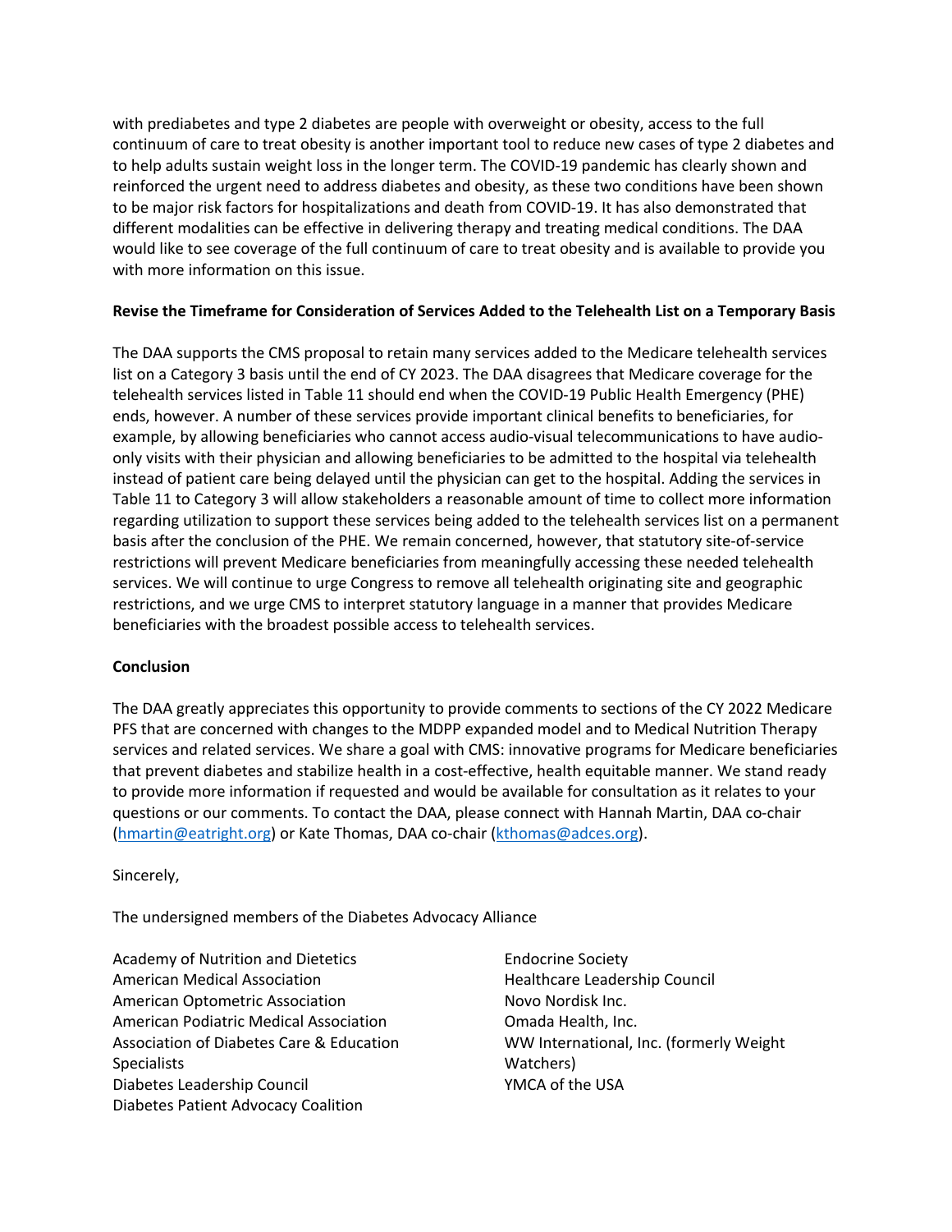with prediabetes and type 2 diabetes are people with overweight or obesity, access to the full continuum of care to treat obesity is another important tool to reduce new cases of type 2 diabetes and to help adults sustain weight loss in the longer term. The COVID-19 pandemic has clearly shown and reinforced the urgent need to address diabetes and obesity, as these two conditions have been shown to be major risk factors for hospitalizations and death from COVID-19. It has also demonstrated that different modalities can be effective in delivering therapy and treating medical conditions. The DAA would like to see coverage of the full continuum of care to treat obesity and is available to provide you with more information on this issue.

**Revise the Timeframe for Consideration of Services Added to the Telehealth List on a Temporary Basis**

The DAA supports the CMS proposal to retain many services added to the Medicare telehealth services list on a Category 3 basis until the end of CY 2023. The DAA disagrees that Medicare coverage for the telehealth services listed in Table 11 should end when the COVID-19 Public Health Emergency (PHE) ends, however. A number of these services provide important clinical benefits to beneficiaries, for example, by allowing beneficiaries who cannot access audio-visual telecommunications to have audio-only visits with their physician and allowing beneficiaries to be admitted to the hospital via telehealth instead of patient care being delayed until the physician can get to the hospital. Adding the services in Table 11 to Category 3 will allow stakeholders a reasonable amount of time to collect more information regarding utilization to support these services being added to the telehealth services list on a permanent basis after the conclusion of the PHE. We remain concerned, however, that statutory site-of-service restrictions will prevent Medicare beneficiaries from meaningfully accessing these needed telehealth services. We will continue to urge Congress to remove all telehealth originating site and geographic restrictions, and we urge CMS to interpret statutory language in a manner that provides Medicare beneficiaries with the broadest possible access to telehealth services.

**Conclusion**

The DAA greatly appreciates this opportunity to provide comments to sections of the CY 2022 Medicare PFS that are concerned with changes to the MDPP expanded model and to Medical Nutrition Therapy services and related services. We share a goal with CMS: innovative programs for Medicare beneficiaries that prevent diabetes and stabilize health in a cost-effective, health equitable manner. We stand ready to provide more information if requested and would be available for consultation as it relates to your questions or our comments. To contact the DAA, please connect with Hannah Martin, DAA co-chair (hmartin@eatright.org) or Kate Thomas, DAA co-chair (kthomas@adces.org).

Sincerely,

The undersigned members of the Diabetes Advocacy Alliance

Academy of Nutrition and Dietetics
American Medical Association
American Optometric Association
American Podiatric Medical Association
Association of Diabetes Care & Education Specialists
Diabetes Leadership Council
Diabetes Patient Advocacy Coalition
Endocrine Society
Healthcare Leadership Council
Novo Nordisk Inc.
Omada Health, Inc.
WW International, Inc. (formerly Weight Watchers)
YMCA of the USA